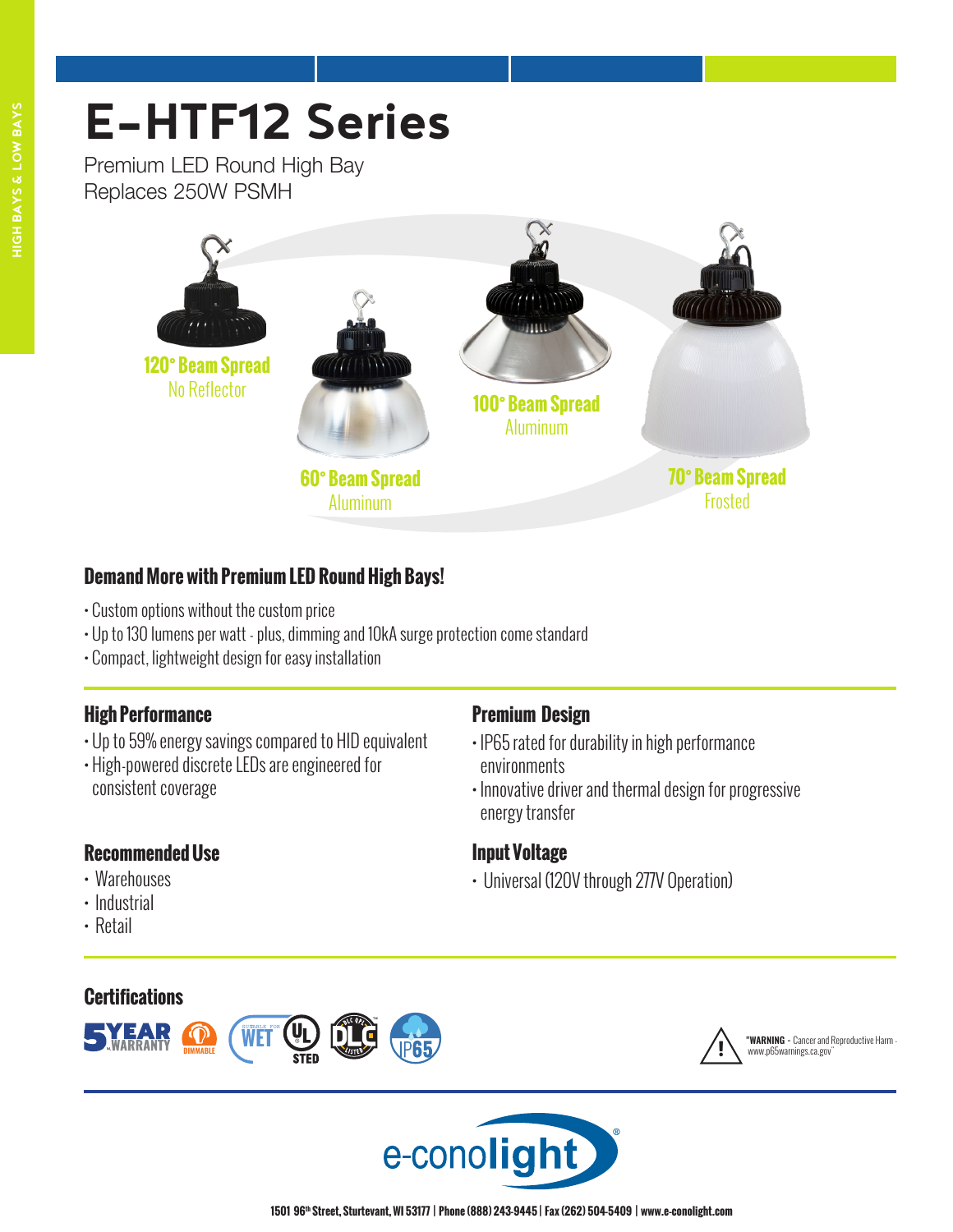HIGH BAYS & LOW BAYS

# E-HTF12 Series

Premium LED Round High Bay
Replaces 250W PSMH

**120° Beam Spread**
No Reflector

**60° Beam Spread**
Aluminum

**100° Beam Spread**
Aluminum

**70° Beam Spread**
Frosted

## Demand More with Premium LED Round High Bays!

- Custom options without the custom price
- Up to 130 lumens per watt - plus, dimming and 10kA surge protection come standard
- Compact, lightweight design for easy installation

### High Performance

- Up to 59% energy savings compared to HID equivalent
- High-powered discrete LEDs are engineered for consistent coverage

### Premium Design

- IP65 rated for durability in high performance environments
- Innovative driver and thermal design for progressive energy transfer

### Recommended Use

- Warehouses
- Industrial
- Retail

### Input Voltage

- Universal (120V through 277V Operation)

### Certifications

5 YEAR WARRANTY | DIMMABLE | SUITABLE FOR WET | UL LISTED | DLC LISTED | IP65

"**WARNING** - Cancer and Reproductive Harm - www.p65warnings.ca.gov"

e-conolight®

1501 96th Street, Sturtevant, WI 53177 | Phone (888) 243-9445 | Fax (262) 504-5409 | www.e-conolight.com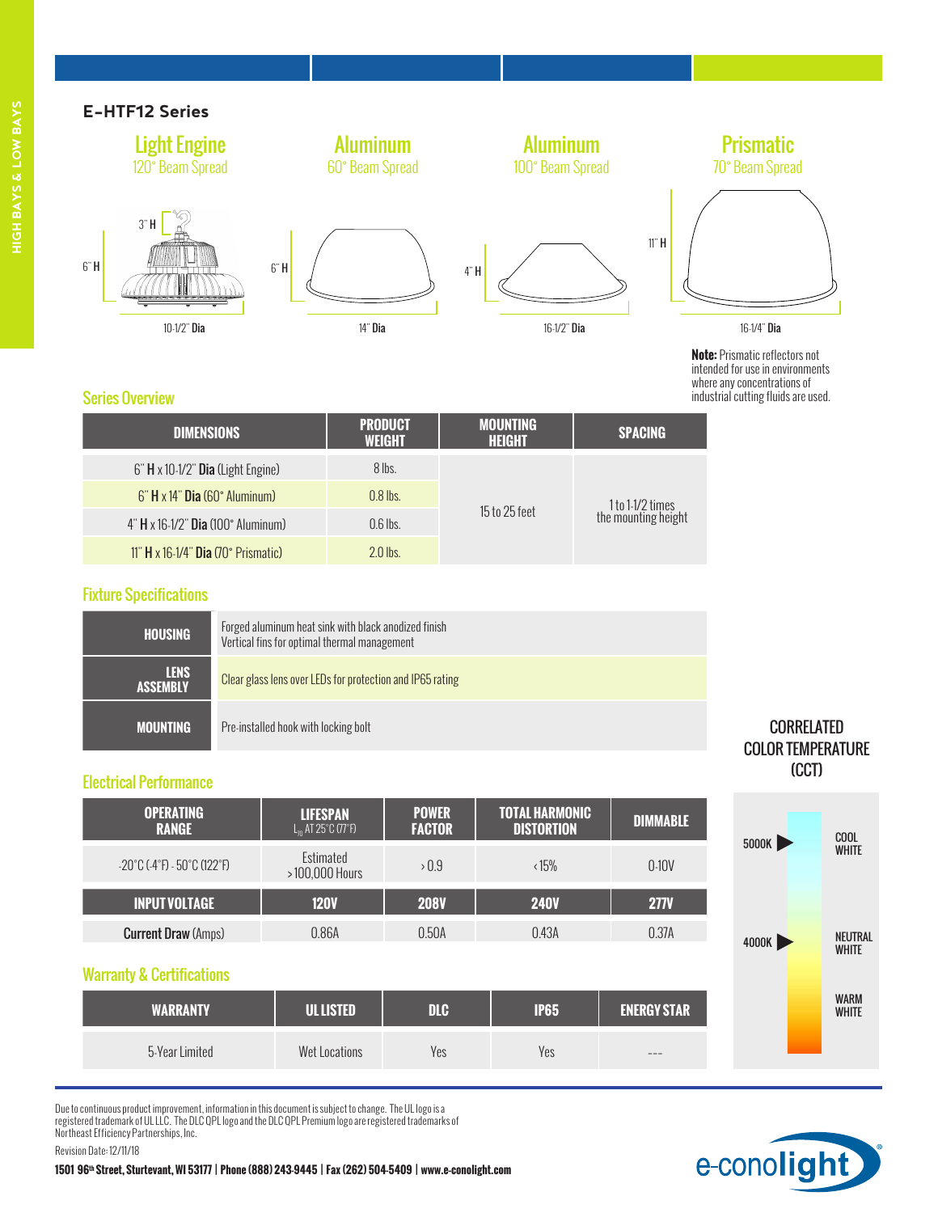## E-HTF12 Series

**Light Engine**
120° Beam Spread

3" H
6" H
10-1/2" **Dia**

**Aluminum**
60° Beam Spread

6" H
14" **Dia**

**Aluminum**
100° Beam Spread

4" H
16-1/2" **Dia**

**Prismatic**
70° Beam Spread

11" H
16-1/4" **Dia**

**Note:** Prismatic reflectors not intended for use in environments where any concentrations of industrial cutting fluids are used.

### Series Overview

| DIMENSIONS | PRODUCT WEIGHT | MOUNTING HEIGHT | SPACING |
|---|---|---|---|
| 6" **H** x 10-1/2" **Dia** (Light Engine) | 8 lbs. | 15 to 25 feet | 1 to 1-1/2 times the mounting height |
| 6" **H** x 14" **Dia** (60° Aluminum) | 0.8 lbs. | | |
| 4" **H** x 16-1/2" **Dia** (100° Aluminum) | 0.6 lbs. | | |
| 11" **H** x 16-1/4" **Dia** (70° Prismatic) | 2.0 lbs. | | |

### Fixture Specifications

| | |
|---|---|
| **HOUSING** | Forged aluminum heat sink with black anodized finish<br>Vertical fins for optimal thermal management |
| **LENS ASSEMBLY** | Clear glass lens over LEDs for protection and IP65 rating |
| **MOUNTING** | Pre-installed hook with locking bolt |

### Electrical Performance

| OPERATING RANGE | LIFESPAN $L_{70}$ AT 25°C (77°F) | POWER FACTOR | TOTAL HARMONIC DISTORTION | DIMMABLE |
|---|---|---|---|---|
| -20°C (-4°F) - 50°C (122°F) | Estimated >100,000 Hours | >0.9 | <15% | 0-10V |
| **INPUT VOLTAGE** | **120V** | **208V** | **240V** | **277V** |
| **Current Draw** (Amps) | 0.86A | 0.50A | 0.43A | 0.37A |

### Warranty & Certifications

| WARRANTY | UL LISTED | DLC | IP65 | ENERGY STAR |
|---|---|---|---|---|
| 5-Year Limited | Wet Locations | Yes | Yes | --- |

### CORRELATED COLOR TEMPERATURE (CCT)

- 5000K – COOL WHITE
- 4000K – NEUTRAL WHITE
- WARM WHITE

Due to continuous product improvement, information in this document is subject to change. The UL logo is a registered trademark of UL LLC. The DLC QPL logo and the DLC QPL Premium logo are registered trademarks of Northeast Efficiency Partnerships, Inc.

Revision Date: 12/11/18

**1501 96th Street, Sturtevant, WI 53177 | Phone (888) 243-9445 | Fax (262) 504-5409 | www.e-conolight.com**

e-conolight®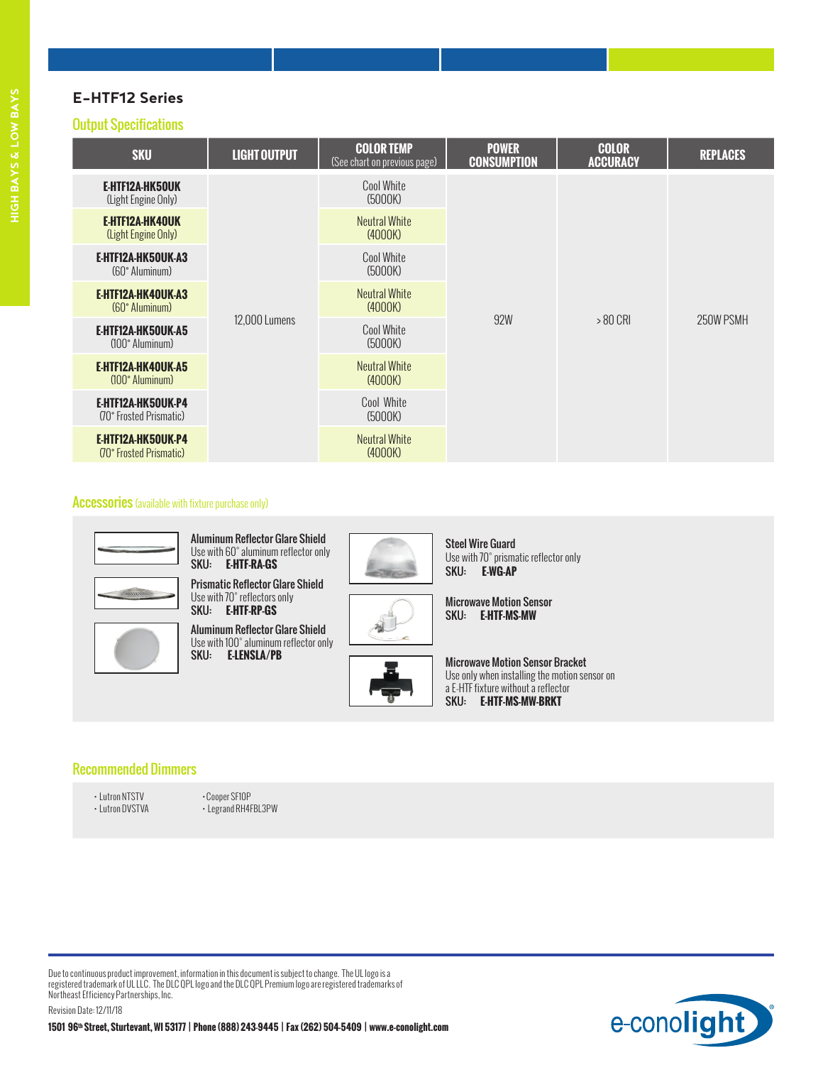## E-HTF12 Series

### Output Specifications

| SKU | LIGHT OUTPUT | COLOR TEMP (See chart on previous page) | POWER CONSUMPTION | COLOR ACCURACY | REPLACES |
|---|---|---|---|---|---|
| **E-HTF12A-HK50UK** (Light Engine Only) | 12,000 Lumens | Cool White (5000K) | 92W | > 80 CRI | 250W PSMH |
| **E-HTF12A-HK40UK** (Light Engine Only) | | Neutral White (4000K) | | | |
| **E-HTF12A-HK50UK-A3** (60° Aluminum) | | Cool White (5000K) | | | |
| **E-HTF12A-HK40UK-A3** (60° Aluminum) | | Neutral White (4000K) | | | |
| **E-HTF12A-HK50UK-A5** (100° Aluminum) | | Cool White (5000K) | | | |
| **E-HTF12A-HK40UK-A5** (100° Aluminum) | | Neutral White (4000K) | | | |
| **E-HTF12A-HK50UK-P4** (70° Frosted Prismatic) | | Cool White (5000K) | | | |
| **E-HTF12A-HK50UK-P4** (70° Frosted Prismatic) | | Neutral White (4000K) | | | |

### Accessories (available with fixture purchase only)

**Aluminum Reflector Glare Shield**
Use with 60° aluminum reflector only
SKU: **E-HTF-RA-GS**

**Prismatic Reflector Glare Shield**
Use with 70° reflectors only
SKU: **E-HTF-RP-GS**

**Aluminum Reflector Glare Shield**
Use with 100° aluminum reflector only
SKU: **E-LENSLA/PB**

**Steel Wire Guard**
Use with 70° prismatic reflector only
SKU: **E-WG-AP**

**Microwave Motion Sensor**
SKU: **E-HTF-MS-MW**

**Microwave Motion Sensor Bracket**
Use only when installing the motion sensor on a E-HTF fixture without a reflector
SKU: **E-HTF-MS-MW-BRKT**

### Recommended Dimmers

- Lutron NTSTV
- Lutron DVSTVA
- Cooper SF10P
- Legrand RH4FBL3PW

Due to continuous product improvement, information in this document is subject to change. The UL logo is a registered trademark of UL LLC. The DLC QPL logo and the DLC QPL Premium logo are registered trademarks of Northeast Efficiency Partnerships, Inc.

Revision Date: 12/11/18

**1501 96th Street, Sturtevant, WI 53177 | Phone (888) 243-9445 | Fax (262) 504-5409 | www.e-conolight.com**